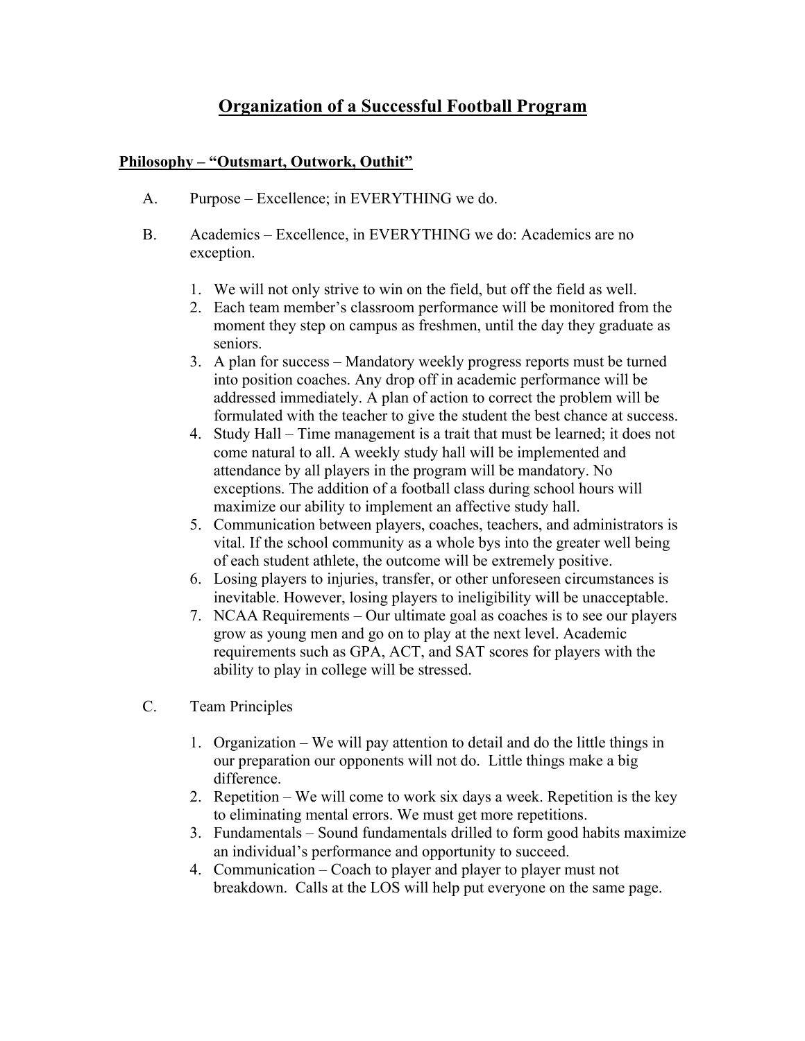# Organization of a Successful Football Program

## Philosophy – "Outsmart, Outwork, Outhit"

A. Purpose – Excellence; in EVERYTHING we do.

B. Academics – Excellence, in EVERYTHING we do: Academics are no exception.

1. We will not only strive to win on the field, but off the field as well.
2. Each team member's classroom performance will be monitored from the moment they step on campus as freshmen, until the day they graduate as seniors.
3. A plan for success – Mandatory weekly progress reports must be turned into position coaches. Any drop off in academic performance will be addressed immediately. A plan of action to correct the problem will be formulated with the teacher to give the student the best chance at success.
4. Study Hall – Time management is a trait that must be learned; it does not come natural to all. A weekly study hall will be implemented and attendance by all players in the program will be mandatory. No exceptions. The addition of a football class during school hours will maximize our ability to implement an affective study hall.
5. Communication between players, coaches, teachers, and administrators is vital. If the school community as a whole bys into the greater well being of each student athlete, the outcome will be extremely positive.
6. Losing players to injuries, transfer, or other unforeseen circumstances is inevitable. However, losing players to ineligibility will be unacceptable.
7. NCAA Requirements – Our ultimate goal as coaches is to see our players grow as young men and go on to play at the next level. Academic requirements such as GPA, ACT, and SAT scores for players with the ability to play in college will be stressed.

C. Team Principles

1. Organization – We will pay attention to detail and do the little things in our preparation our opponents will not do. Little things make a big difference.
2. Repetition – We will come to work six days a week. Repetition is the key to eliminating mental errors. We must get more repetitions.
3. Fundamentals – Sound fundamentals drilled to form good habits maximize an individual's performance and opportunity to succeed.
4. Communication – Coach to player and player to player must not breakdown. Calls at the LOS will help put everyone on the same page.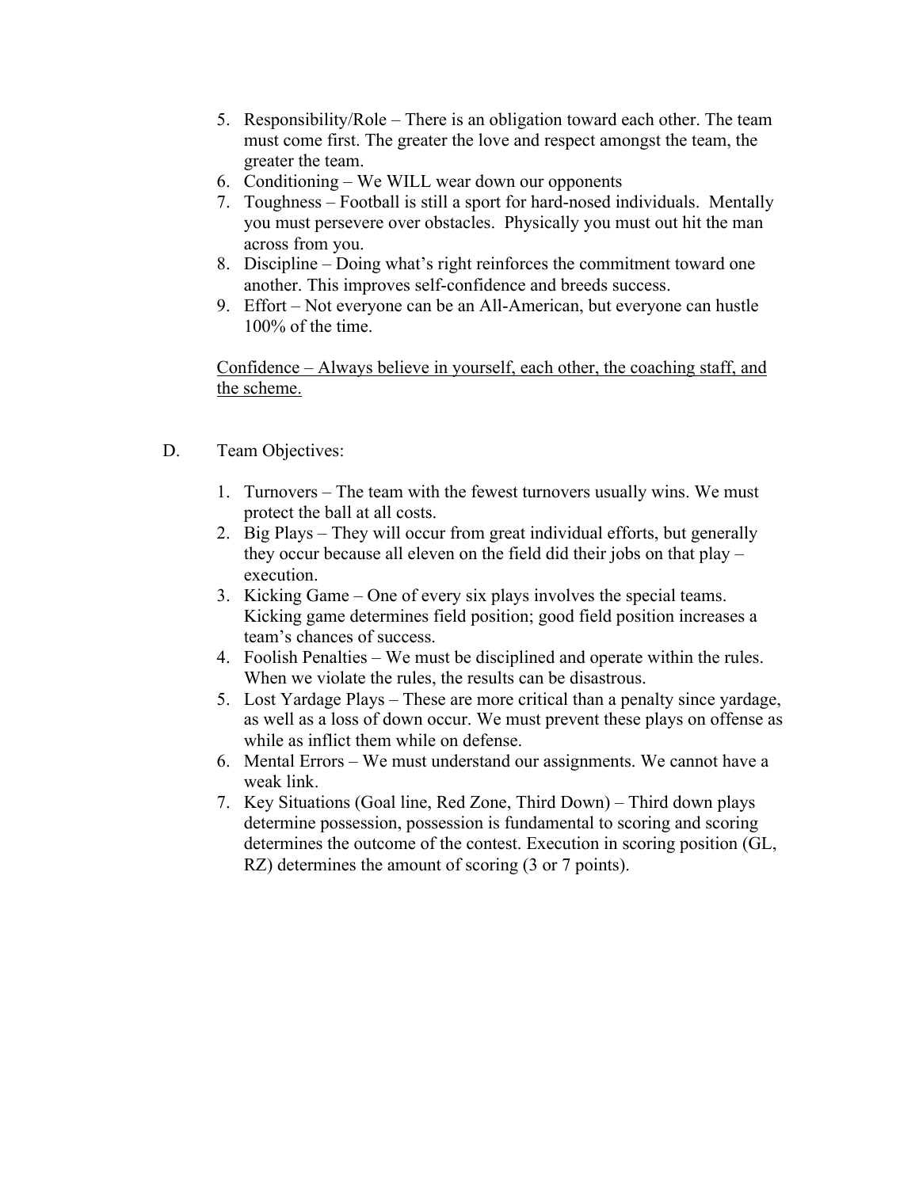5. Responsibility/Role – There is an obligation toward each other. The team must come first. The greater the love and respect amongst the team, the greater the team.
6. Conditioning – We WILL wear down our opponents
7. Toughness – Football is still a sport for hard-nosed individuals. Mentally you must persevere over obstacles. Physically you must out hit the man across from you.
8. Discipline – Doing what's right reinforces the commitment toward one another. This improves self-confidence and breeds success.
9. Effort – Not everyone can be an All-American, but everyone can hustle 100% of the time.

<u>Confidence – Always believe in yourself, each other, the coaching staff, and the scheme.</u>

D. Team Objectives:

1. Turnovers – The team with the fewest turnovers usually wins. We must protect the ball at all costs.
2. Big Plays – They will occur from great individual efforts, but generally they occur because all eleven on the field did their jobs on that play – execution.
3. Kicking Game – One of every six plays involves the special teams. Kicking game determines field position; good field position increases a team's chances of success.
4. Foolish Penalties – We must be disciplined and operate within the rules. When we violate the rules, the results can be disastrous.
5. Lost Yardage Plays – These are more critical than a penalty since yardage, as well as a loss of down occur. We must prevent these plays on offense as while as inflict them while on defense.
6. Mental Errors – We must understand our assignments. We cannot have a weak link.
7. Key Situations (Goal line, Red Zone, Third Down) – Third down plays determine possession, possession is fundamental to scoring and scoring determines the outcome of the contest. Execution in scoring position (GL, RZ) determines the amount of scoring (3 or 7 points).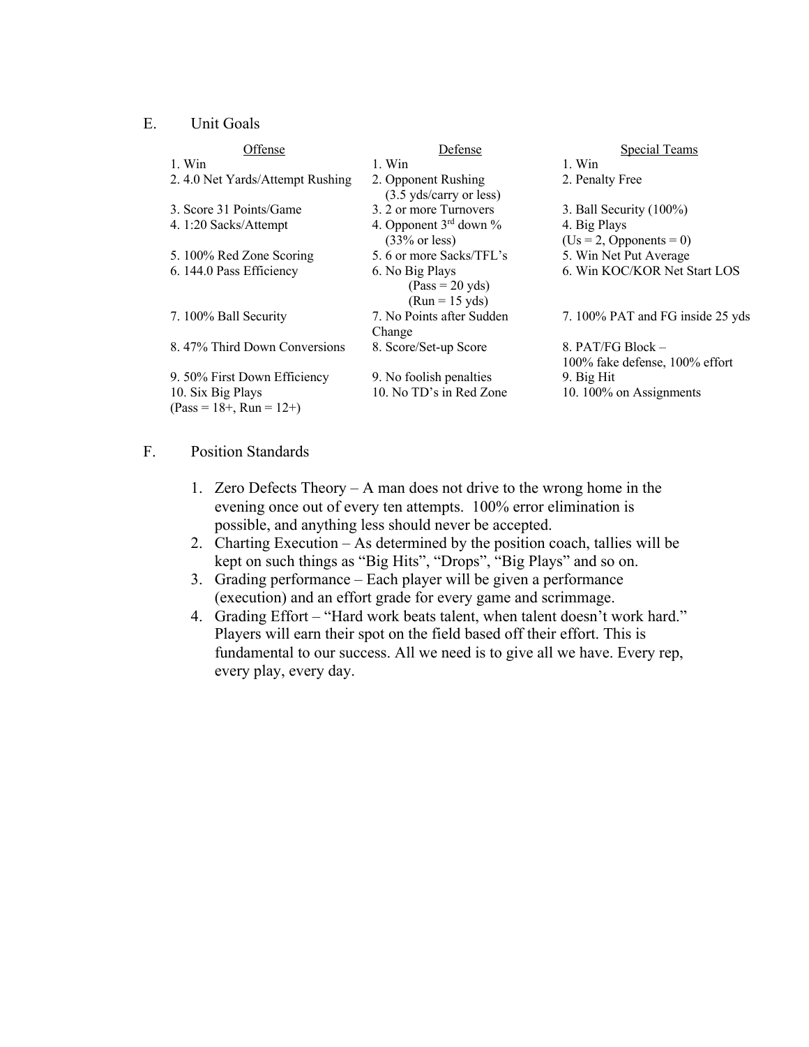## E. Unit Goals

| Offense | Defense | Special Teams |
|---|---|---|
| 1. Win | 1. Win | 1. Win |
| 2. 4.0 Net Yards/Attempt Rushing | 2. Opponent Rushing (3.5 yds/carry or less) | 2. Penalty Free |
| 3. Score 31 Points/Game | 3. 2 or more Turnovers | 3. Ball Security (100%) |
| 4. 1:20 Sacks/Attempt | 4. Opponent 3rd down % (33% or less) | 4. Big Plays (Us = 2, Opponents = 0) |
| 5. 100% Red Zone Scoring | 5. 6 or more Sacks/TFL's | 5. Win Net Put Average |
| 6. 144.0 Pass Efficiency | 6. No Big Plays (Pass = 20 yds) (Run = 15 yds) | 6. Win KOC/KOR Net Start LOS |
| 7. 100% Ball Security | 7. No Points after Sudden Change | 7. 100% PAT and FG inside 25 yds |
| 8. 47% Third Down Conversions | 8. Score/Set-up Score | 8. PAT/FG Block – 100% fake defense, 100% effort |
| 9. 50% First Down Efficiency | 9. No foolish penalties | 9. Big Hit |
| 10. Six Big Plays (Pass = 18+, Run = 12+) | 10. No TD's in Red Zone | 10. 100% on Assignments |

## F. Position Standards

1. Zero Defects Theory – A man does not drive to the wrong home in the evening once out of every ten attempts. 100% error elimination is possible, and anything less should never be accepted.
2. Charting Execution – As determined by the position coach, tallies will be kept on such things as "Big Hits", "Drops", "Big Plays" and so on.
3. Grading performance – Each player will be given a performance (execution) and an effort grade for every game and scrimmage.
4. Grading Effort – "Hard work beats talent, when talent doesn't work hard." Players will earn their spot on the field based off their effort. This is fundamental to our success. All we need is to give all we have. Every rep, every play, every day.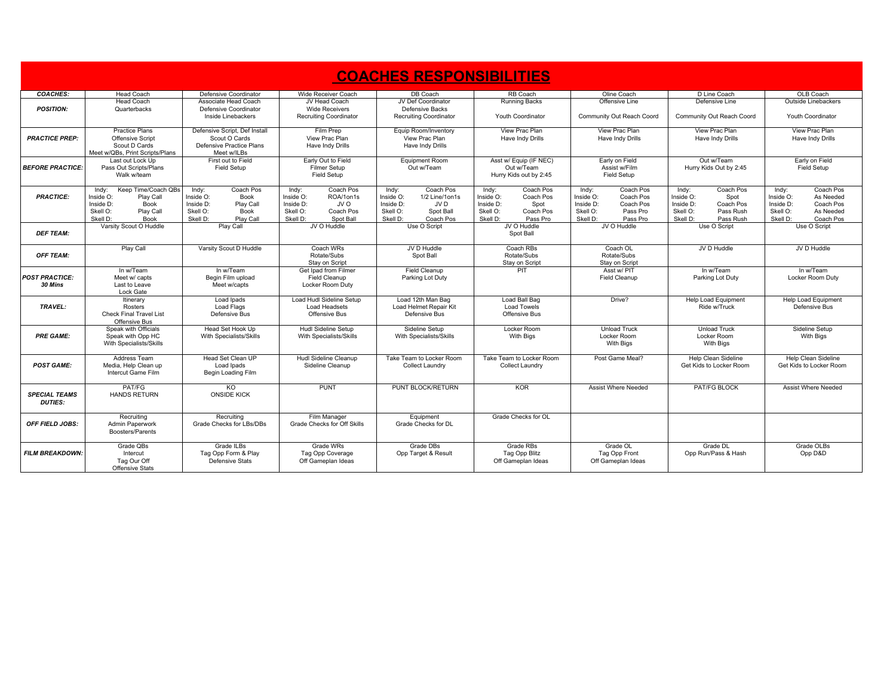# COACHES RESPONSIBILITIES

| *COACHES:* | Head Coach | Defensive Coordinator | Wide Receiver Coach | DB Coach | RB Coach | Oline Coach | D Line Coach | OLB Coach |
|---|---|---|---|---|---|---|---|---|
| ***POSITION:*** | Head Coach<br>Quarterbacks | Associate Head Coach<br>Defensive Coordinator<br>Inside Linebackers | JV Head Coach<br>Wide Receivers<br>Recruiting Coordinator | JV Def Coordinator<br>Defensive Backs<br>Recruiting Coordinator | Running Backs<br>Youth Coordinator | Offensive Line<br>Community Out Reach Coord | Defensive Line<br>Community Out Reach Coord | Outside Linebackers<br>Youth Coordinator |
| ***PRACTICE PREP:*** | Practice Plans<br>Offensive Script<br>Scout D Cards<br>Meet w/QBs, Print Scripts/Plans | Defensive Script, Def Install<br>Scout O Cards<br>Defensive Practice Plans<br>Meet w/ILBs | Film Prep<br>View Prac Plan<br>Have Indy Drills | Equip Room/Inventory<br>View Prac Plan<br>Have Indy Drills | View Prac Plan<br>Have Indy Drills | View Prac Plan<br>Have Indy Drills | View Prac Plan<br>Have Indy Drills | View Prac Plan<br>Have Indy Drills |
| ***BEFORE PRACTICE:*** | Last out Lock Up<br>Pass Out Scripts/Plans<br>Walk w/team | First out to Field<br>Field Setup | Early Out to Field<br>Filmer Setup<br>Field Setup | Equipment Room<br>Out w/Team | Asst w/ Equip (IF NEC)<br>Out w/Team<br>Hurry Kids out by 2:45 | Early on Field<br>Assist w/Film<br>Field Setup | Out w/Team<br>Hurry Kids Out by 2:45 | Early on Field<br>Field Setup |
| ***PRACTICE:*** | Indy: Keep Time/Coach QBs<br>Inside O: Play Call<br>Inside D: Book<br>Skell O: Play Call<br>Skell D: Book | Indy: Coach Pos<br>Inside O: Book<br>Inside D: Play Call<br>Skell O: Book<br>Skell D: Play Call | Indy: Coach Pos<br>Inside O: ROA/1on1s<br>Inside D: JV O<br>Skell O: Coach Pos<br>Skell D: Spot Ball | Indy: Coach Pos<br>Inside O: 1/2 Line/1on1s<br>Inside D: JV D<br>Skell O: Spot Ball<br>Skell D: Coach Pos | Indy: Coach Pos<br>Inside O: Coach Pos<br>Inside D: Spot<br>Skell O: Coach Pos<br>Skell D: Pass Pro | Indy: Coach Pos<br>Inside O: Coach Pos<br>Inside D: Coach Pos<br>Skell O: Pass Pro<br>Skell D: Pass Pro | Indy: Coach Pos<br>Inside O: Spot<br>Inside D: Coach Pos<br>Skell O: Pass Rush<br>Skell D: Pass Rush | Indy: Coach Pos<br>Inside O: As Needed<br>Inside D: Coach Pos<br>Skell O: As Needed<br>Skell D: Coach Pos |
| ***DEF TEAM:*** | Varsity Scout O Huddle | Play Call | JV O Huddle | Use O Script | JV O Huddle<br>Spot Ball | JV O Huddle | Use O Script | Use O Script |
| ***OFF TEAM:*** | Play Call | Varsity Scout D Huddle | Coach WRs<br>Rotate/Subs<br>Stay on Script | JV D Huddle<br>Spot Ball | Coach RBs<br>Rotate/Subs<br>Stay on Script | Coach OL<br>Rotate/Subs<br>Stay on Script | JV D Huddle | JV D Huddle |
| ***POST PRACTICE: 30 Mins*** | In w/Team<br>Meet w/ capts<br>Last to Leave<br>Lock Gate | In w/Team<br>Begin Film upload<br>Meet w/capts | Get Ipad from Filmer<br>Field Cleanup<br>Locker Room Duty | Field Cleanup<br>Parking Lot Duty | PIT | Asst w/ PIT<br>Field Cleanup | In w/Team<br>Parking Lot Duty | In w/Team<br>Locker Room Duty |
| ***TRAVEL:*** | Itinerary<br>Rosters<br>Check Final Travel List<br>Offensive Bus | Load Ipads<br>Load Flags<br>Defensive Bus | Load Hudl Sideline Setup<br>Load Headsets<br>Offensive Bus | Load 12th Man Bag<br>Load Helmet Repair Kit<br>Defensive Bus | Load Ball Bag<br>Load Towels<br>Offensive Bus | Drive? | Help Load Equipment<br>Ride w/Truck | Help Load Equipment<br>Defensive Bus |
| ***PRE GAME:*** | Speak with Officials<br>Speak with Opp HC<br>With Specialists/Skills | Head Set Hook Up<br>With Specialists/Skills | Hudl Sideline Setup<br>With Specialists/Skills | Sideline Setup<br>With Specialists/Skills | Locker Room<br>With Bigs | Unload Truck<br>Locker Room<br>With Bigs | Unload Truck<br>Locker Room<br>With Bigs | Sideline Setup<br>With Bigs |
| ***POST GAME:*** | Address Team<br>Media, Help Clean up<br>Intercut Game Film | Head Set Clean UP<br>Load Ipads<br>Begin Loading Film | Hudl Sideline Cleanup<br>Sideline Cleanup | Take Team to Locker Room<br>Collect Laundry | Take Team to Locker Room<br>Collect Laundry | Post Game Meal? | Help Clean Sideline<br>Get Kids to Locker Room | Help Clean Sideline<br>Get Kids to Locker Room |
| ***SPECIAL TEAMS DUTIES:*** | PAT/FG<br>HANDS RETURN | KO<br>ONSIDE KICK | PUNT | PUNT BLOCK/RETURN | KOR | Assist Where Needed | PAT/FG BLOCK | Assist Where Needed |
| ***OFF FIELD JOBS:*** | Recruiting<br>Admin Paperwork<br>Boosters/Parents | Recruiting<br>Grade Checks for LBs/DBs | Film Manager<br>Grade Checks for Off Skills | Equipment<br>Grade Checks for DL | Grade Checks for OL | | | |
| ***FILM BREAKDOWN:*** | Grade QBs<br>Intercut<br>Tag Our Off<br>Offensive Stats | Grade ILBs<br>Tag Opp Form & Play<br>Defensive Stats | Grade WRs<br>Tag Opp Coverage<br>Off Gameplan Ideas | Grade DBs<br>Opp Target & Result | Grade RBs<br>Tag Opp Blitz<br>Off Gameplan Ideas | Grade OL<br>Tag Opp Front<br>Off Gameplan Ideas | Grade DL<br>Opp Run/Pass & Hash | Grade OLBs<br>Opp D&D |